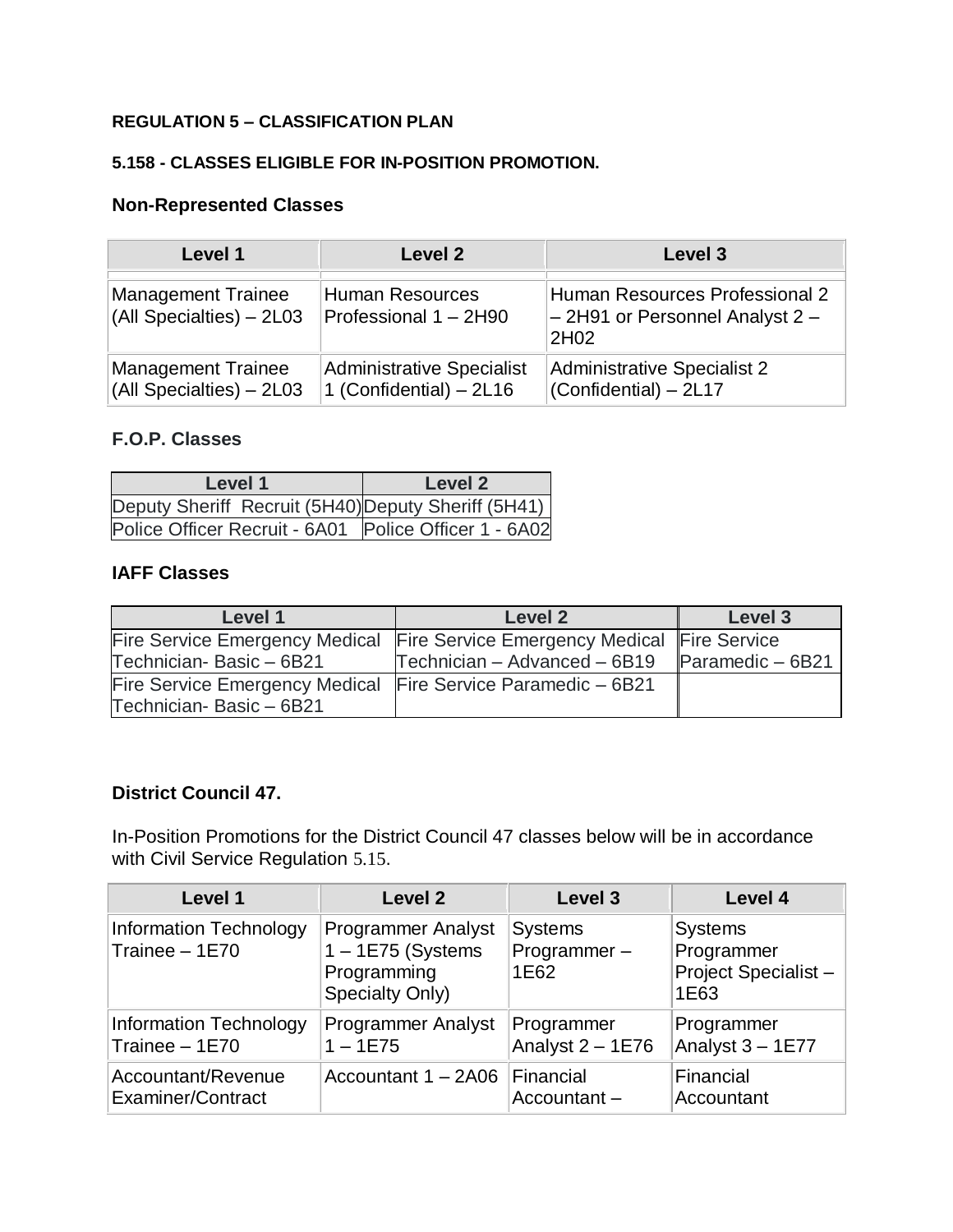**REGULATION 5 – CLASSIFICATION PLAN**

**5.158 - CLASSES ELIGIBLE FOR IN-POSITION PROMOTION.**

### Non-Represented Classes

| Level 1 | Level 2 | Level 3 |
|---|---|---|
| Management Trainee (All Specialties) – 2L03 | Human Resources Professional 1 – 2H90 | Human Resources Professional 2 – 2H91 or Personnel Analyst 2 – 2H02 |
| Management Trainee (All Specialties) – 2L03 | Administrative Specialist 1 (Confidential) – 2L16 | Administrative Specialist 2 (Confidential) – 2L17 |

### F.O.P. Classes

| Level 1 | Level 2 |
|---|---|
| Deputy Sheriff Recruit (5H40) | Deputy Sheriff (5H41) |
| Police Officer Recruit - 6A01 | Police Officer 1 - 6A02 |

### IAFF Classes

| Level 1 | Level 2 | Level 3 |
|---|---|---|
| Fire Service Emergency Medical Technician- Basic – 6B21 | Fire Service Emergency Medical Technician – Advanced – 6B19 | Fire Service Paramedic – 6B21 |
| Fire Service Emergency Medical Technician- Basic – 6B21 | Fire Service Paramedic – 6B21 | |

### District Council 47.

In-Position Promotions for the District Council 47 classes below will be in accordance with Civil Service Regulation 5.15.

| Level 1 | Level 2 | Level 3 | Level 4 |
|---|---|---|---|
| Information Technology Trainee – 1E70 | Programmer Analyst 1 – 1E75 (Systems Programming Specialty Only) | Systems Programmer – 1E62 | Systems Programmer Project Specialist – 1E63 |
| Information Technology Trainee – 1E70 | Programmer Analyst 1 – 1E75 | Programmer Analyst 2 – 1E76 | Programmer Analyst 3 – 1E77 |
| Accountant/Revenue Examiner/Contract | Accountant 1 – 2A06 | Financial Accountant – | Financial Accountant |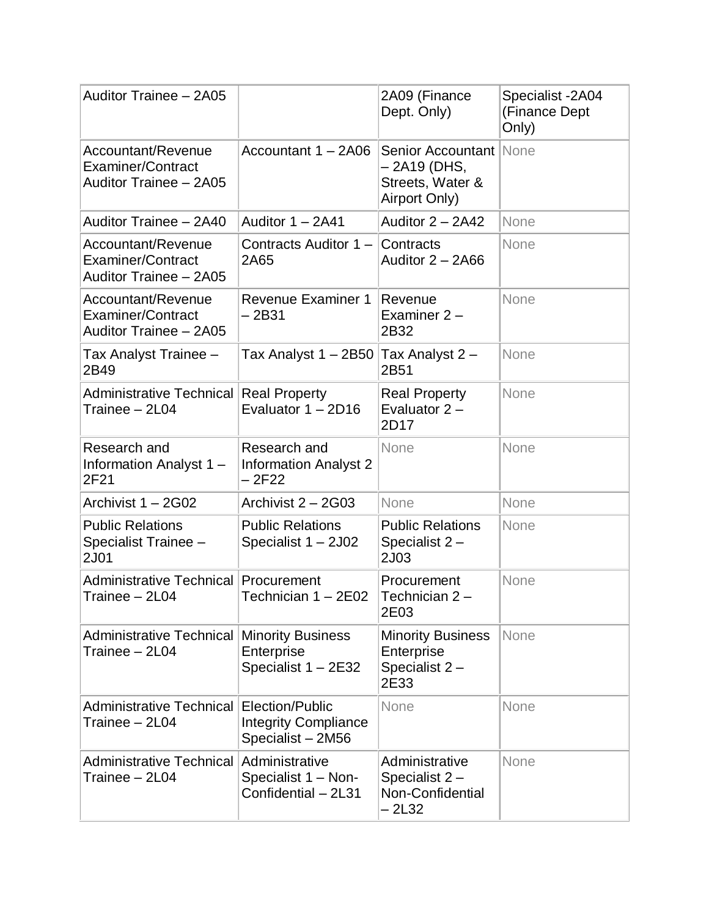| | | | |
|---|---|---|---|
| Auditor Trainee – 2A05 | | 2A09 (Finance Dept. Only) | Specialist -2A04 (Finance Dept Only) |
| Accountant/Revenue Examiner/Contract Auditor Trainee – 2A05 | Accountant 1 – 2A06 | Senior Accountant – 2A19 (DHS, Streets, Water & Airport Only) | None |
| Auditor Trainee – 2A40 | Auditor 1 – 2A41 | Auditor 2 – 2A42 | None |
| Accountant/Revenue Examiner/Contract Auditor Trainee – 2A05 | Contracts Auditor 1 – 2A65 | Contracts Auditor 2 – 2A66 | None |
| Accountant/Revenue Examiner/Contract Auditor Trainee – 2A05 | Revenue Examiner 1 – 2B31 | Revenue Examiner 2 – 2B32 | None |
| Tax Analyst Trainee – 2B49 | Tax Analyst 1 – 2B50 | Tax Analyst 2 – 2B51 | None |
| Administrative Technical Trainee – 2L04 | Real Property Evaluator 1 – 2D16 | Real Property Evaluator 2 – 2D17 | None |
| Research and Information Analyst 1 – 2F21 | Research and Information Analyst 2 – 2F22 | None | None |
| Archivist 1 – 2G02 | Archivist 2 – 2G03 | None | None |
| Public Relations Specialist Trainee – 2J01 | Public Relations Specialist 1 – 2J02 | Public Relations Specialist 2 – 2J03 | None |
| Administrative Technical Trainee – 2L04 | Procurement Technician 1 – 2E02 | Procurement Technician 2 – 2E03 | None |
| Administrative Technical Trainee – 2L04 | Minority Business Enterprise Specialist 1 – 2E32 | Minority Business Enterprise Specialist 2 – 2E33 | None |
| Administrative Technical Trainee – 2L04 | Election/Public Integrity Compliance Specialist – 2M56 | None | None |
| Administrative Technical Trainee – 2L04 | Administrative Specialist 1 – Non-Confidential – 2L31 | Administrative Specialist 2 – Non-Confidential – 2L32 | None |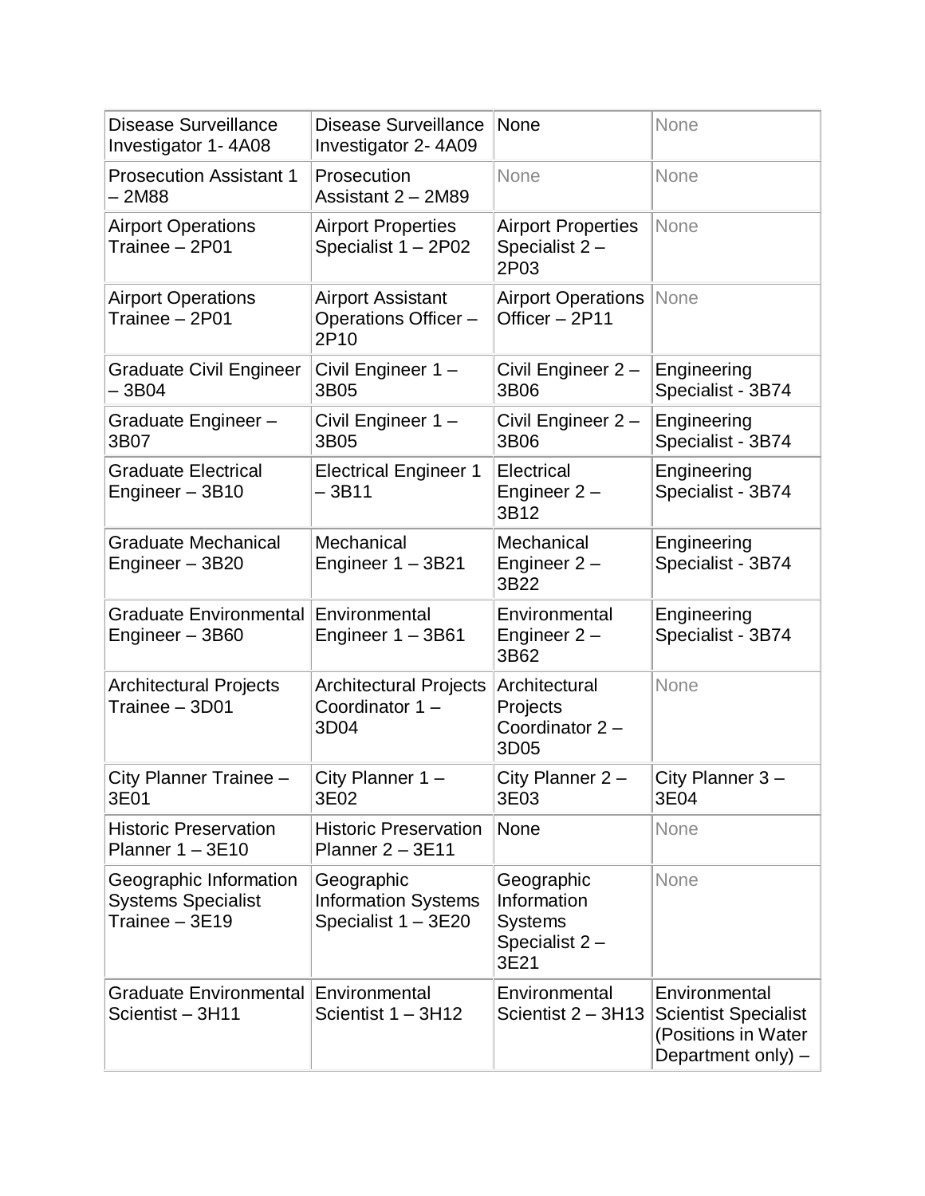| | | | |
|---|---|---|---|
| Disease Surveillance Investigator 1- 4A08 | Disease Surveillance Investigator 2- 4A09 | None | None |
| Prosecution Assistant 1 – 2M88 | Prosecution Assistant 2 – 2M89 | None | None |
| Airport Operations Trainee – 2P01 | Airport Properties Specialist 1 – 2P02 | Airport Properties Specialist 2 – 2P03 | None |
| Airport Operations Trainee – 2P01 | Airport Assistant Operations Officer – 2P10 | Airport Operations Officer – 2P11 | None |
| Graduate Civil Engineer – 3B04 | Civil Engineer 1 – 3B05 | Civil Engineer 2 – 3B06 | Engineering Specialist - 3B74 |
| Graduate Engineer – 3B07 | Civil Engineer 1 – 3B05 | Civil Engineer 2 – 3B06 | Engineering Specialist - 3B74 |
| Graduate Electrical Engineer – 3B10 | Electrical Engineer 1 – 3B11 | Electrical Engineer 2 – 3B12 | Engineering Specialist - 3B74 |
| Graduate Mechanical Engineer – 3B20 | Mechanical Engineer 1 – 3B21 | Mechanical Engineer 2 – 3B22 | Engineering Specialist - 3B74 |
| Graduate Environmental Engineer – 3B60 | Environmental Engineer 1 – 3B61 | Environmental Engineer 2 – 3B62 | Engineering Specialist - 3B74 |
| Architectural Projects Trainee – 3D01 | Architectural Projects Coordinator 1 – 3D04 | Architectural Projects Coordinator 2 – 3D05 | None |
| City Planner Trainee – 3E01 | City Planner 1 – 3E02 | City Planner 2 – 3E03 | City Planner 3 – 3E04 |
| Historic Preservation Planner 1 – 3E10 | Historic Preservation Planner 2 – 3E11 | None | None |
| Geographic Information Systems Specialist Trainee – 3E19 | Geographic Information Systems Specialist 1 – 3E20 | Geographic Information Systems Specialist 2 – 3E21 | None |
| Graduate Environmental Scientist – 3H11 | Environmental Scientist 1 – 3H12 | Environmental Scientist 2 – 3H13 | Environmental Scientist Specialist (Positions in Water Department only) – |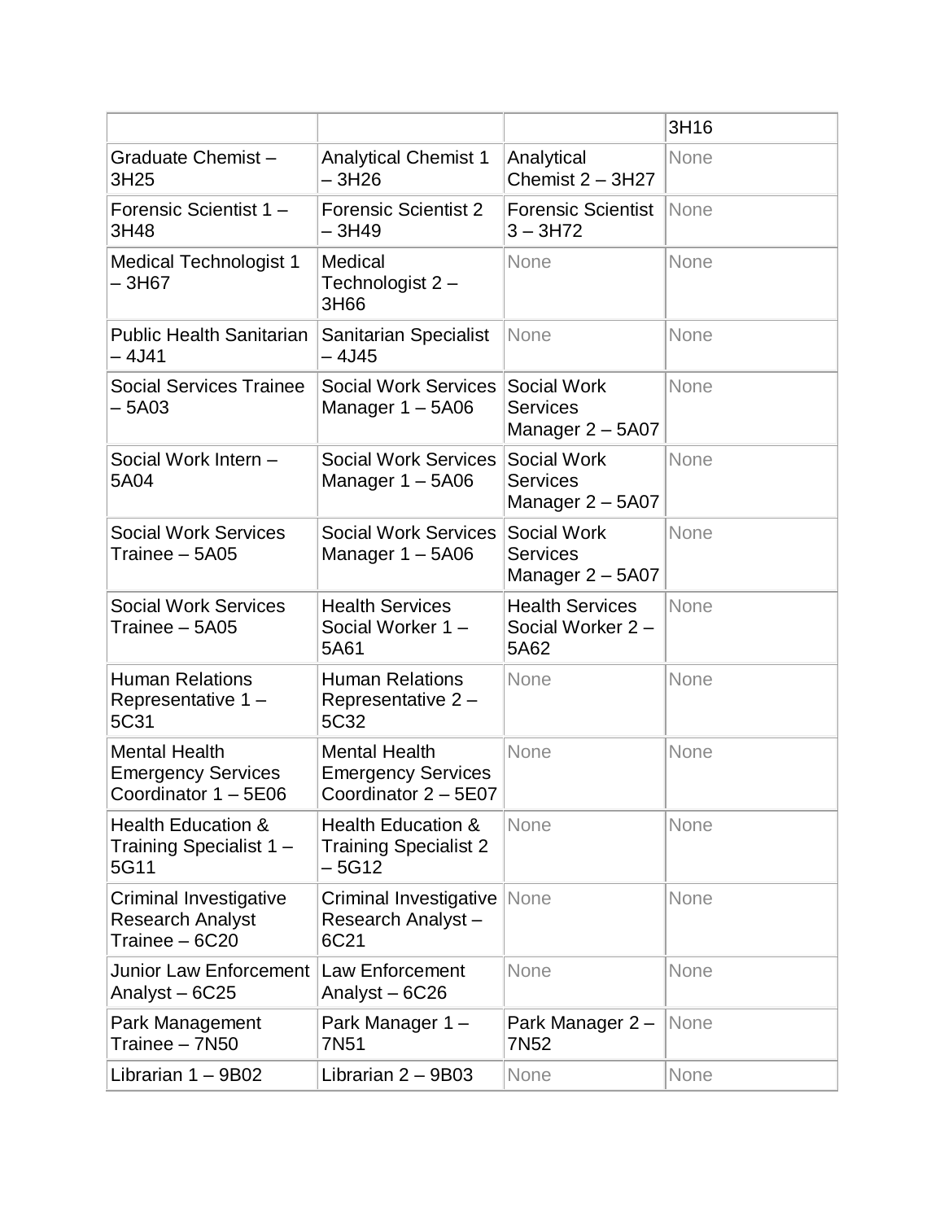| | | | |
|---|---|---|---|
| | | | 3H16 |
| Graduate Chemist – 3H25 | Analytical Chemist 1 – 3H26 | Analytical Chemist 2 – 3H27 | None |
| Forensic Scientist 1 – 3H48 | Forensic Scientist 2 – 3H49 | Forensic Scientist 3 – 3H72 | None |
| Medical Technologist 1 – 3H67 | Medical Technologist 2 – 3H66 | None | None |
| Public Health Sanitarian – 4J41 | Sanitarian Specialist – 4J45 | None | None |
| Social Services Trainee – 5A03 | Social Work Services Manager 1 – 5A06 | Social Work Services Manager 2 – 5A07 | None |
| Social Work Intern – 5A04 | Social Work Services Manager 1 – 5A06 | Social Work Services Manager 2 – 5A07 | None |
| Social Work Services Trainee – 5A05 | Social Work Services Manager 1 – 5A06 | Social Work Services Manager 2 – 5A07 | None |
| Social Work Services Trainee – 5A05 | Health Services Social Worker 1 – 5A61 | Health Services Social Worker 2 – 5A62 | None |
| Human Relations Representative 1 – 5C31 | Human Relations Representative 2 – 5C32 | None | None |
| Mental Health Emergency Services Coordinator 1 – 5E06 | Mental Health Emergency Services Coordinator 2 – 5E07 | None | None |
| Health Education & Training Specialist 1 – 5G11 | Health Education & Training Specialist 2 – 5G12 | None | None |
| Criminal Investigative Research Analyst Trainee – 6C20 | Criminal Investigative Research Analyst – 6C21 | None | None |
| Junior Law Enforcement Analyst – 6C25 | Law Enforcement Analyst – 6C26 | None | None |
| Park Management Trainee – 7N50 | Park Manager 1 – 7N51 | Park Manager 2 – 7N52 | None |
| Librarian 1 – 9B02 | Librarian 2 – 9B03 | None | None |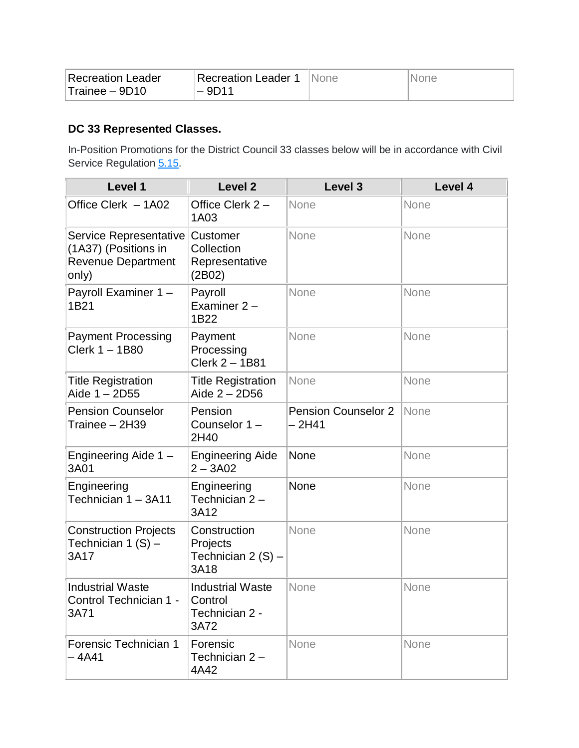| Recreation Leader Trainee – 9D10 | Recreation Leader 1 – 9D11 | None | None |
|---|---|---|---|

**DC 33 Represented Classes.**

In-Position Promotions for the District Council 33 classes below will be in accordance with Civil Service Regulation 5.15.

| Level 1 | Level 2 | Level 3 | Level 4 |
|---|---|---|---|
| Office Clerk – 1A02 | Office Clerk 2 – 1A03 | None | None |
| Service Representative (1A37) (Positions in Revenue Department only) | Customer Collection Representative (2B02) | None | None |
| Payroll Examiner 1 – 1B21 | Payroll Examiner 2 – 1B22 | None | None |
| Payment Processing Clerk 1 – 1B80 | Payment Processing Clerk 2 – 1B81 | None | None |
| Title Registration Aide 1 – 2D55 | Title Registration Aide 2 – 2D56 | None | None |
| Pension Counselor Trainee – 2H39 | Pension Counselor 1 – 2H40 | Pension Counselor 2 – 2H41 | None |
| Engineering Aide 1 – 3A01 | Engineering Aide 2 – 3A02 | None | None |
| Engineering Technician 1 – 3A11 | Engineering Technician 2 – 3A12 | None | None |
| Construction Projects Technician 1 (S) – 3A17 | Construction Projects Technician 2 (S) – 3A18 | None | None |
| Industrial Waste Control Technician 1 - 3A71 | Industrial Waste Control Technician 2 - 3A72 | None | None |
| Forensic Technician 1 – 4A41 | Forensic Technician 2 – 4A42 | None | None |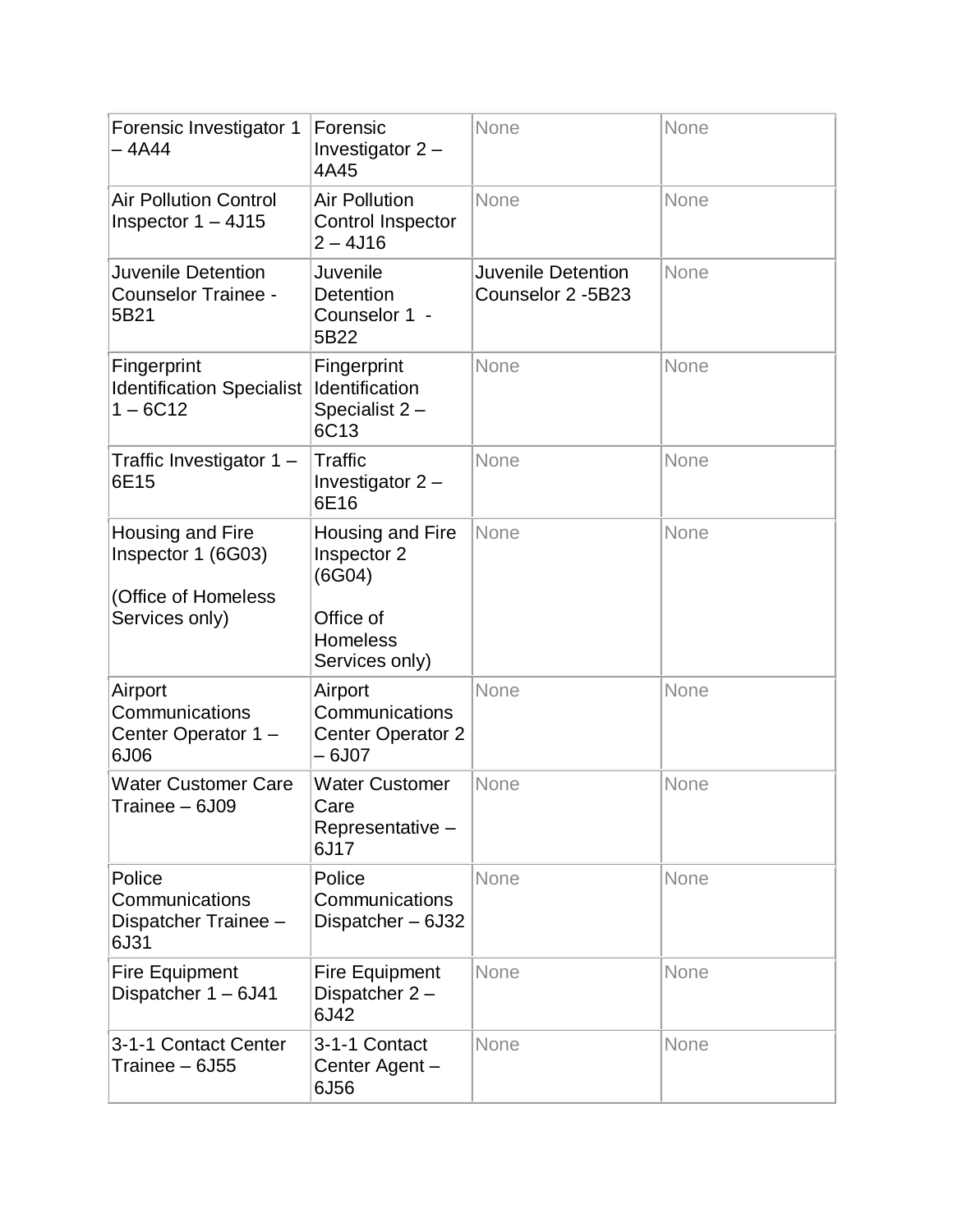| | | | |
|---|---|---|---|
| Forensic Investigator 1 – 4A44 | Forensic Investigator 2 – 4A45 | None | None |
| Air Pollution Control Inspector 1 – 4J15 | Air Pollution Control Inspector 2 – 4J16 | None | None |
| Juvenile Detention Counselor Trainee - 5B21 | Juvenile Detention Counselor 1 - 5B22 | Juvenile Detention Counselor 2 -5B23 | None |
| Fingerprint Identification Specialist 1 – 6C12 | Fingerprint Identification Specialist 2 – 6C13 | None | None |
| Traffic Investigator 1 – 6E15 | Traffic Investigator 2 – 6E16 | None | None |
| Housing and Fire Inspector 1 (6G03)<br><br>(Office of Homeless Services only) | Housing and Fire Inspector 2 (6G04)<br><br>Office of Homeless Services only) | None | None |
| Airport Communications Center Operator 1 – 6J06 | Airport Communications Center Operator 2 – 6J07 | None | None |
| Water Customer Care Trainee – 6J09 | Water Customer Care Representative – 6J17 | None | None |
| Police Communications Dispatcher Trainee – 6J31 | Police Communications Dispatcher – 6J32 | None | None |
| Fire Equipment Dispatcher 1 – 6J41 | Fire Equipment Dispatcher 2 – 6J42 | None | None |
| 3-1-1 Contact Center Trainee – 6J55 | 3-1-1 Contact Center Agent – 6J56 | None | None |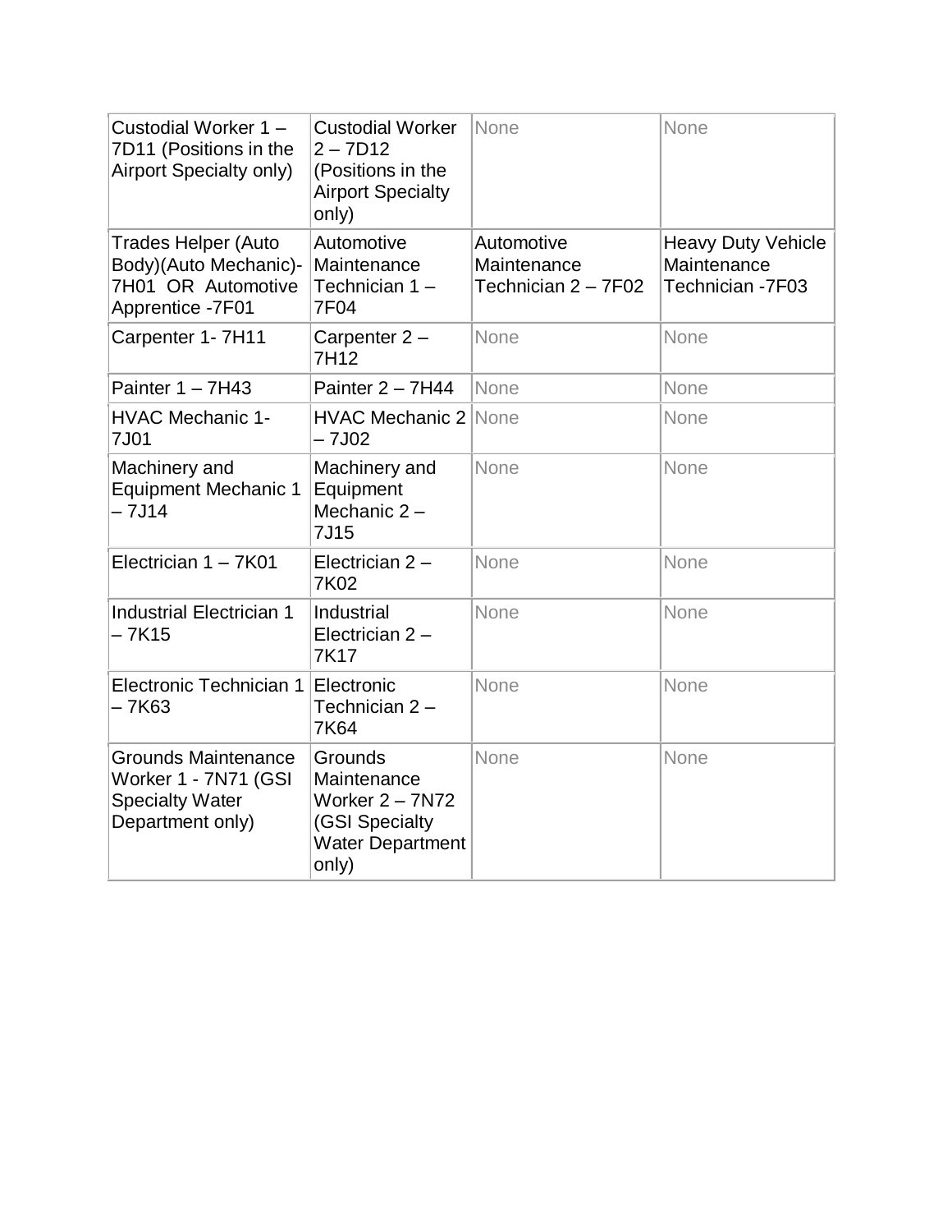| | | | |
|---|---|---|---|
| Custodial Worker 1 – 7D11 (Positions in the Airport Specialty only) | Custodial Worker 2 – 7D12 (Positions in the Airport Specialty only) | None | None |
| Trades Helper (Auto Body)(Auto Mechanic)- 7H01 OR Automotive Apprentice -7F01 | Automotive Maintenance Technician 1 – 7F04 | Automotive Maintenance Technician 2 – 7F02 | Heavy Duty Vehicle Maintenance Technician -7F03 |
| Carpenter 1- 7H11 | Carpenter 2 – 7H12 | None | None |
| Painter 1 – 7H43 | Painter 2 – 7H44 | None | None |
| HVAC Mechanic 1- 7J01 | HVAC Mechanic 2 – 7J02 | None | None |
| Machinery and Equipment Mechanic 1 – 7J14 | Machinery and Equipment Mechanic 2 – 7J15 | None | None |
| Electrician 1 – 7K01 | Electrician 2 – 7K02 | None | None |
| Industrial Electrician 1 – 7K15 | Industrial Electrician 2 – 7K17 | None | None |
| Electronic Technician 1 – 7K63 | Electronic Technician 2 – 7K64 | None | None |
| Grounds Maintenance Worker 1 - 7N71 (GSI Specialty Water Department only) | Grounds Maintenance Worker 2 – 7N72 (GSI Specialty Water Department only) | None | None |